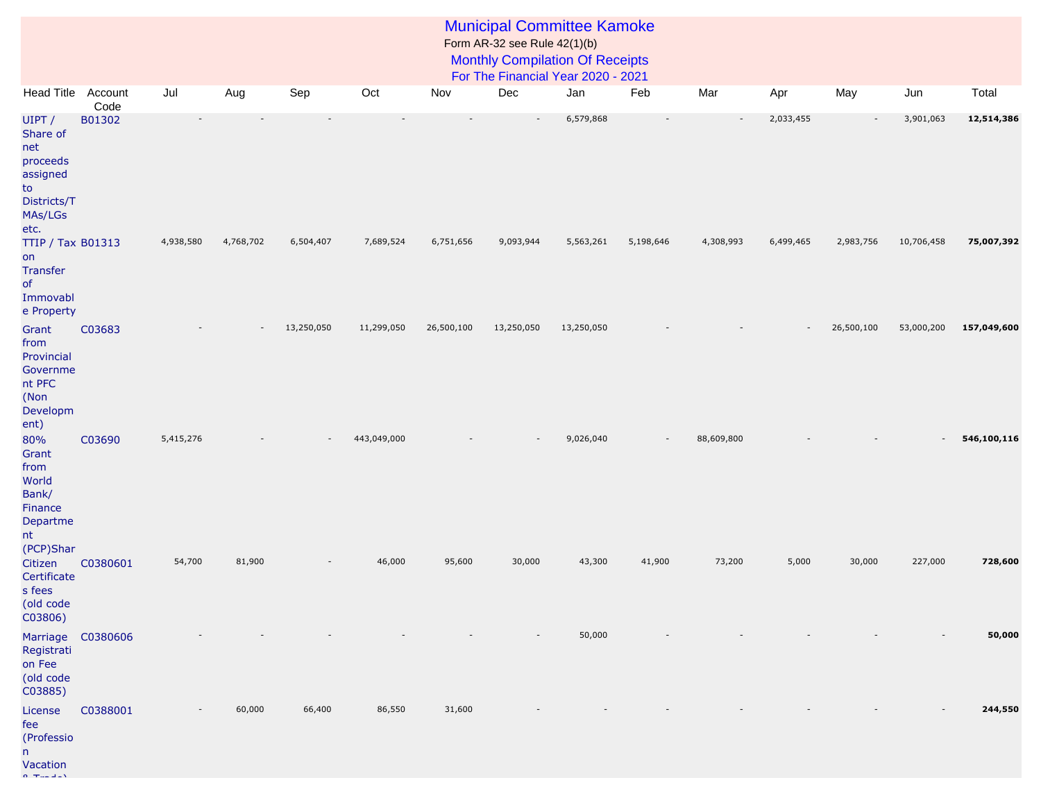# Municipal Committee Kamoke

Form AR-32 see Rule 42(1)(b)

## Monthly Compilation Of Receipts

## For The Financial Year 2020 - 2021

| Head Title | Account Code | Jul | Aug | Sep | Oct | Nov | Dec | Jan | Feb | Mar | Apr | May | Jun | Total |
|---|---|---|---|---|---|---|---|---|---|---|---|---|---|---|
| UIPT / Share of net proceeds assigned to Districts/TMAs/LGs etc. | B01302 | - | - | - | - | - | - | 6,579,868 | - | - | 2,033,455 | - | 3,901,063 | **12,514,386** |
| TTIP / Tax on Transfer of Immovable Property | B01313 | 4,938,580 | 4,768,702 | 6,504,407 | 7,689,524 | 6,751,656 | 9,093,944 | 5,563,261 | 5,198,646 | 4,308,993 | 6,499,465 | 2,983,756 | 10,706,458 | **75,007,392** |
| Grant from Provincial Government PFC (Non Development) | C03683 | - | - | 13,250,050 | 11,299,050 | 26,500,100 | 13,250,050 | 13,250,050 | - | - | - | 26,500,100 | 53,000,200 | **157,049,600** |
| 80% Grant from World Bank/ Finance Department (PCP)Shar | C03690 | 5,415,276 | - | - | 443,049,000 | - | - | 9,026,040 | - | 88,609,800 | - | - | - | **546,100,116** |
| Citizen Certificates fees (old code C03806) | C0380601 | 54,700 | 81,900 | - | 46,000 | 95,600 | 30,000 | 43,300 | 41,900 | 73,200 | 5,000 | 30,000 | 227,000 | **728,600** |
| Marriage Registration Fee (old code C03885) | C0380606 | - | - | - | - | - | - | 50,000 | - | - | - | - | - | **50,000** |
| License fee (Profession Vacation & Trade) | C0388001 | - | 60,000 | 66,400 | 86,550 | 31,600 | - | - | - | - | - | - | - | **244,550** |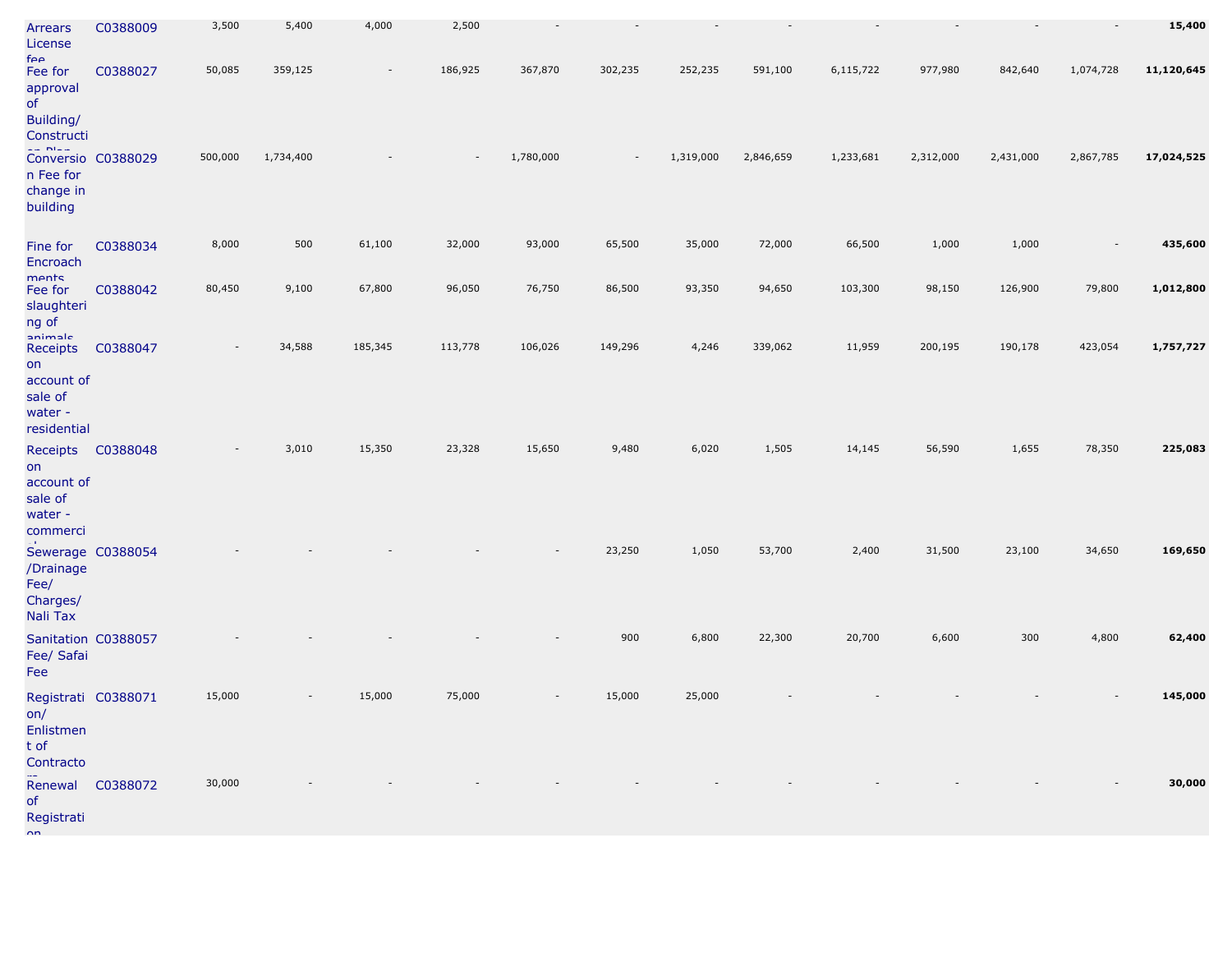| | | | | | | | | | | | | | | |
|---|---|---|---|---|---|---|---|---|---|---|---|---|---|---|
| Arrears License fee | C0388009 | 3,500 | 5,400 | 4,000 | 2,500 | - | - | - | - | - | - | - | - | **15,400** |
| Fee for approval of Building/ Construction Plan | C0388027 | 50,085 | 359,125 | - | 186,925 | 367,870 | 302,235 | 252,235 | 591,100 | 6,115,722 | 977,980 | 842,640 | 1,074,728 | **11,120,645** |
| Conversion Fee for change in building | C0388029 | 500,000 | 1,734,400 | - | - | 1,780,000 | - | 1,319,000 | 2,846,659 | 1,233,681 | 2,312,000 | 2,431,000 | 2,867,785 | **17,024,525** |
| Fine for Encroachments | C0388034 | 8,000 | 500 | 61,100 | 32,000 | 93,000 | 65,500 | 35,000 | 72,000 | 66,500 | 1,000 | 1,000 | - | **435,600** |
| Fee for slaughtering of animals | C0388042 | 80,450 | 9,100 | 67,800 | 96,050 | 76,750 | 86,500 | 93,350 | 94,650 | 103,300 | 98,150 | 126,900 | 79,800 | **1,012,800** |
| Receipts on account of sale of water - residential | C0388047 | - | 34,588 | 185,345 | 113,778 | 106,026 | 149,296 | 4,246 | 339,062 | 11,959 | 200,195 | 190,178 | 423,054 | **1,757,727** |
| Receipts on account of sale of water - commercial | C0388048 | - | 3,010 | 15,350 | 23,328 | 15,650 | 9,480 | 6,020 | 1,505 | 14,145 | 56,590 | 1,655 | 78,350 | **225,083** |
| Sewerage /Drainage Fee/ Charges/ Nali Tax | C0388054 | - | - | - | - | - | 23,250 | 1,050 | 53,700 | 2,400 | 31,500 | 23,100 | 34,650 | **169,650** |
| Sanitation Fee/ Safai Fee | C0388057 | - | - | - | - | - | 900 | 6,800 | 22,300 | 20,700 | 6,600 | 300 | 4,800 | **62,400** |
| Registration/ Enlistment of Contractors | C0388071 | 15,000 | - | 15,000 | 75,000 | - | 15,000 | 25,000 | - | - | - | - | - | **145,000** |
| Renewal of Registration | C0388072 | 30,000 | - | - | - | - | - | - | - | - | - | - | - | **30,000** |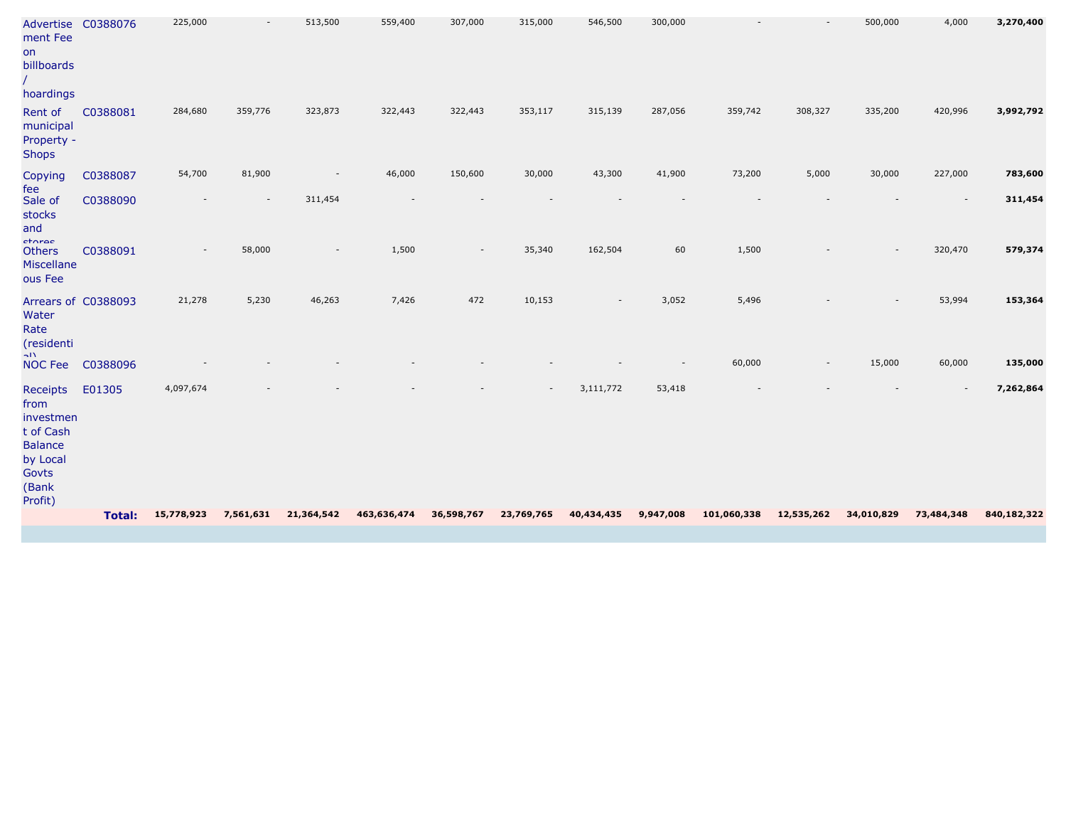| | | | | | | | | | | | | | | |
|---|---|---|---|---|---|---|---|---|---|---|---|---|---|---|
| Advertisement Fee on billboards / hoardings | C0388076 | 225,000 | - | 513,500 | 559,400 | 307,000 | 315,000 | 546,500 | 300,000 | - | - | 500,000 | 4,000 | **3,270,400** |
| Rent of municipal Property - Shops | C0388081 | 284,680 | 359,776 | 323,873 | 322,443 | 322,443 | 353,117 | 315,139 | 287,056 | 359,742 | 308,327 | 335,200 | 420,996 | **3,992,792** |
| Copying fee | C0388087 | 54,700 | 81,900 | - | 46,000 | 150,600 | 30,000 | 43,300 | 41,900 | 73,200 | 5,000 | 30,000 | 227,000 | **783,600** |
| Sale of stocks and stores | C0388090 | - | - | 311,454 | - | - | - | - | - | - | - | - | - | **311,454** |
| Others Miscellaneous Fee | C0388091 | - | 58,000 | - | 1,500 | - | 35,340 | 162,504 | 60 | 1,500 | - | - | 320,470 | **579,374** |
| Arrears of Water Rate (residential) | C0388093 | 21,278 | 5,230 | 46,263 | 7,426 | 472 | 10,153 | - | 3,052 | 5,496 | - | - | 53,994 | **153,364** |
| NOC Fee | C0388096 | - | - | - | - | - | - | - | - | 60,000 | - | 15,000 | 60,000 | **135,000** |
| Receipts from investment of Cash Balance by Local Govts (Bank Profit) | E01305 | 4,097,674 | - | - | - | - | - | 3,111,772 | 53,418 | - | - | - | - | **7,262,864** |
| | **Total:** | **15,778,923** | **7,561,631** | **21,364,542** | **463,636,474** | **36,598,767** | **23,769,765** | **40,434,435** | **9,947,008** | **101,060,338** | **12,535,262** | **34,010,829** | **73,484,348** | **840,182,322** |